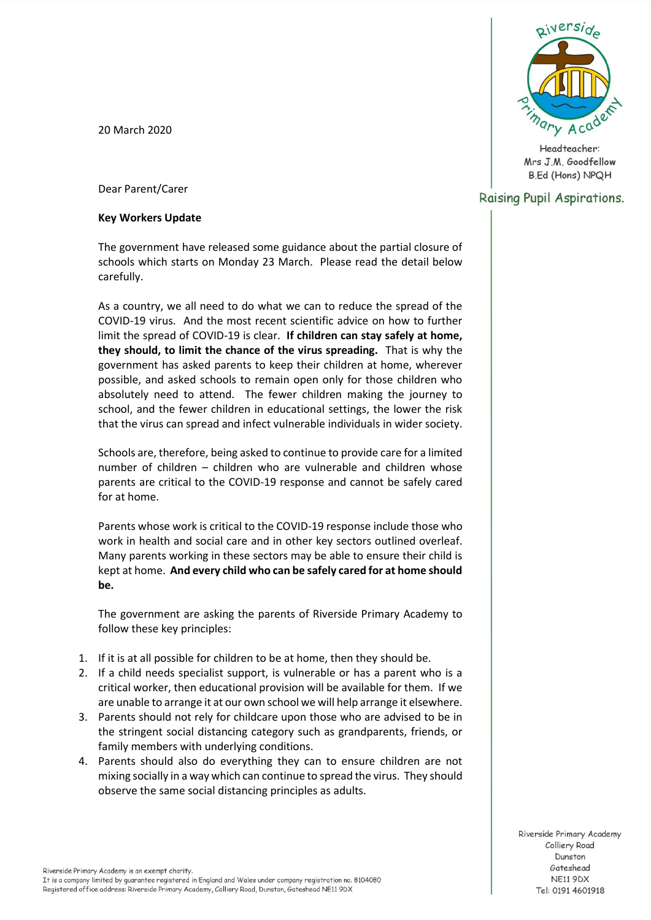Riverside Primary Academy

Headteacher:
Mrs J.M. Goodfellow
B.Ed (Hons) NPQH

Raising Pupil Aspirations.

20 March 2020

Dear Parent/Carer

**Key Workers Update**

The government have released some guidance about the partial closure of schools which starts on Monday 23 March. Please read the detail below carefully.

As a country, we all need to do what we can to reduce the spread of the COVID-19 virus. And the most recent scientific advice on how to further limit the spread of COVID-19 is clear. **If children can stay safely at home, they should, to limit the chance of the virus spreading.** That is why the government has asked parents to keep their children at home, wherever possible, and asked schools to remain open only for those children who absolutely need to attend. The fewer children making the journey to school, and the fewer children in educational settings, the lower the risk that the virus can spread and infect vulnerable individuals in wider society.

Schools are, therefore, being asked to continue to provide care for a limited number of children – children who are vulnerable and children whose parents are critical to the COVID-19 response and cannot be safely cared for at home.

Parents whose work is critical to the COVID-19 response include those who work in health and social care and in other key sectors outlined overleaf. Many parents working in these sectors may be able to ensure their child is kept at home. **And every child who can be safely cared for at home should be.**

The government are asking the parents of Riverside Primary Academy to follow these key principles:

1. If it is at all possible for children to be at home, then they should be.
2. If a child needs specialist support, is vulnerable or has a parent who is a critical worker, then educational provision will be available for them. If we are unable to arrange it at our own school we will help arrange it elsewhere.
3. Parents should not rely for childcare upon those who are advised to be in the stringent social distancing category such as grandparents, friends, or family members with underlying conditions.
4. Parents should also do everything they can to ensure children are not mixing socially in a way which can continue to spread the virus. They should observe the same social distancing principles as adults.

Riverside Primary Academy
Colliery Road
Dunston
Gateshead
NE11 9DX
Tel: 0191 4601918

Riverside Primary Academy is an exempt charity.
It is a company limited by guarantee registered in England and Wales under company registration no. 8104080
Registered office address: Riverside Primary Academy, Colliery Road, Dunston, Gateshead NE11 9DX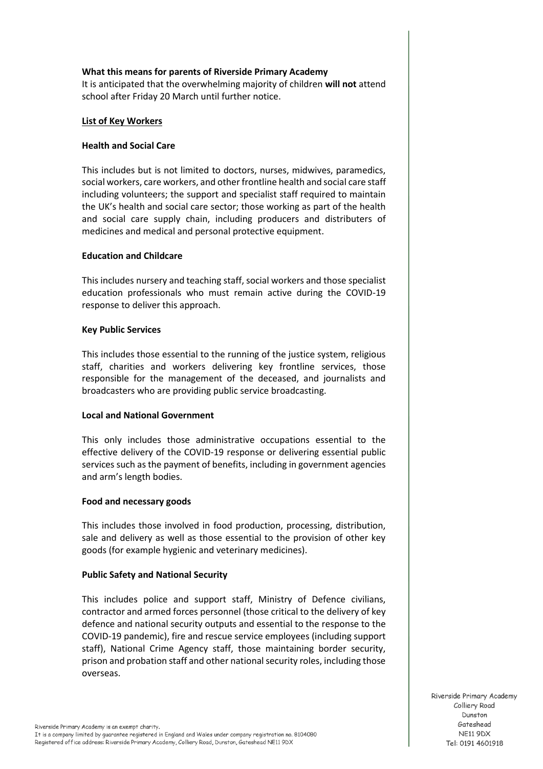**What this means for parents of Riverside Primary Academy**
It is anticipated that the overwhelming majority of children **will not** attend school after Friday 20 March until further notice.

## List of Key Workers

### Health and Social Care

This includes but is not limited to doctors, nurses, midwives, paramedics, social workers, care workers, and other frontline health and social care staff including volunteers; the support and specialist staff required to maintain the UK's health and social care sector; those working as part of the health and social care supply chain, including producers and distributers of medicines and medical and personal protective equipment.

### Education and Childcare

This includes nursery and teaching staff, social workers and those specialist education professionals who must remain active during the COVID-19 response to deliver this approach.

### Key Public Services

This includes those essential to the running of the justice system, religious staff, charities and workers delivering key frontline services, those responsible for the management of the deceased, and journalists and broadcasters who are providing public service broadcasting.

### Local and National Government

This only includes those administrative occupations essential to the effective delivery of the COVID-19 response or delivering essential public services such as the payment of benefits, including in government agencies and arm's length bodies.

### Food and necessary goods

This includes those involved in food production, processing, distribution, sale and delivery as well as those essential to the provision of other key goods (for example hygienic and veterinary medicines).

### Public Safety and National Security

This includes police and support staff, Ministry of Defence civilians, contractor and armed forces personnel (those critical to the delivery of key defence and national security outputs and essential to the response to the COVID-19 pandemic), fire and rescue service employees (including support staff), National Crime Agency staff, those maintaining border security, prison and probation staff and other national security roles, including those overseas.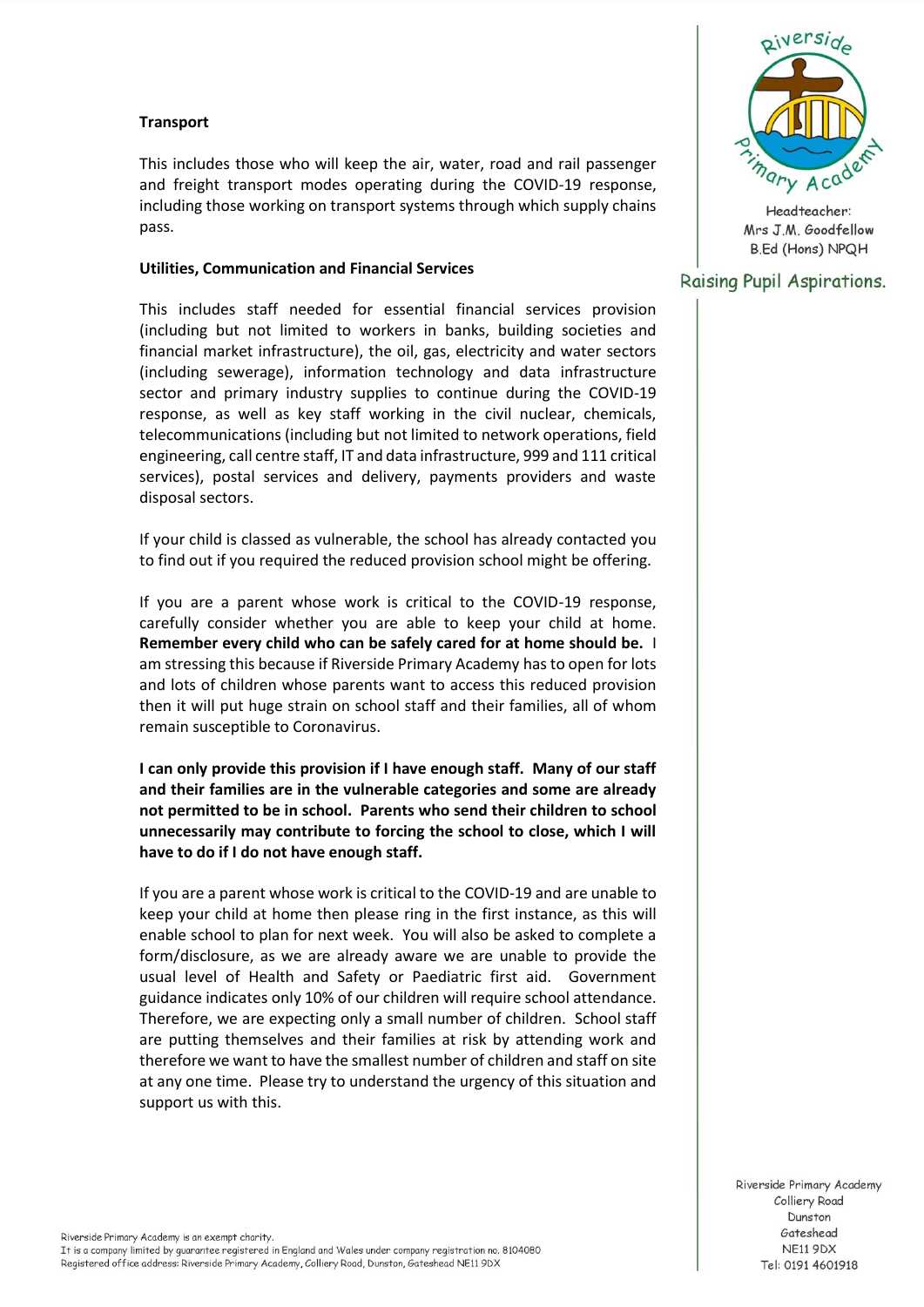### Transport

This includes those who will keep the air, water, road and rail passenger and freight transport modes operating during the COVID-19 response, including those working on transport systems through which supply chains pass.

### Utilities, Communication and Financial Services

This includes staff needed for essential financial services provision (including but not limited to workers in banks, building societies and financial market infrastructure), the oil, gas, electricity and water sectors (including sewerage), information technology and data infrastructure sector and primary industry supplies to continue during the COVID-19 response, as well as key staff working in the civil nuclear, chemicals, telecommunications (including but not limited to network operations, field engineering, call centre staff, IT and data infrastructure, 999 and 111 critical services), postal services and delivery, payments providers and waste disposal sectors.

If your child is classed as vulnerable, the school has already contacted you to find out if you required the reduced provision school might be offering.

If you are a parent whose work is critical to the COVID-19 response, carefully consider whether you are able to keep your child at home. **Remember every child who can be safely cared for at home should be.** I am stressing this because if Riverside Primary Academy has to open for lots and lots of children whose parents want to access this reduced provision then it will put huge strain on school staff and their families, all of whom remain susceptible to Coronavirus.

**I can only provide this provision if I have enough staff. Many of our staff and their families are in the vulnerable categories and some are already not permitted to be in school. Parents who send their children to school unnecessarily may contribute to forcing the school to close, which I will have to do if I do not have enough staff.**

If you are a parent whose work is critical to the COVID-19 and are unable to keep your child at home then please ring in the first instance, as this will enable school to plan for next week. You will also be asked to complete a form/disclosure, as we are already aware we are unable to provide the usual level of Health and Safety or Paediatric first aid. Government guidance indicates only 10% of our children will require school attendance. Therefore, we are expecting only a small number of children. School staff are putting themselves and their families at risk by attending work and therefore we want to have the smallest number of children and staff on site at any one time. Please try to understand the urgency of this situation and support us with this.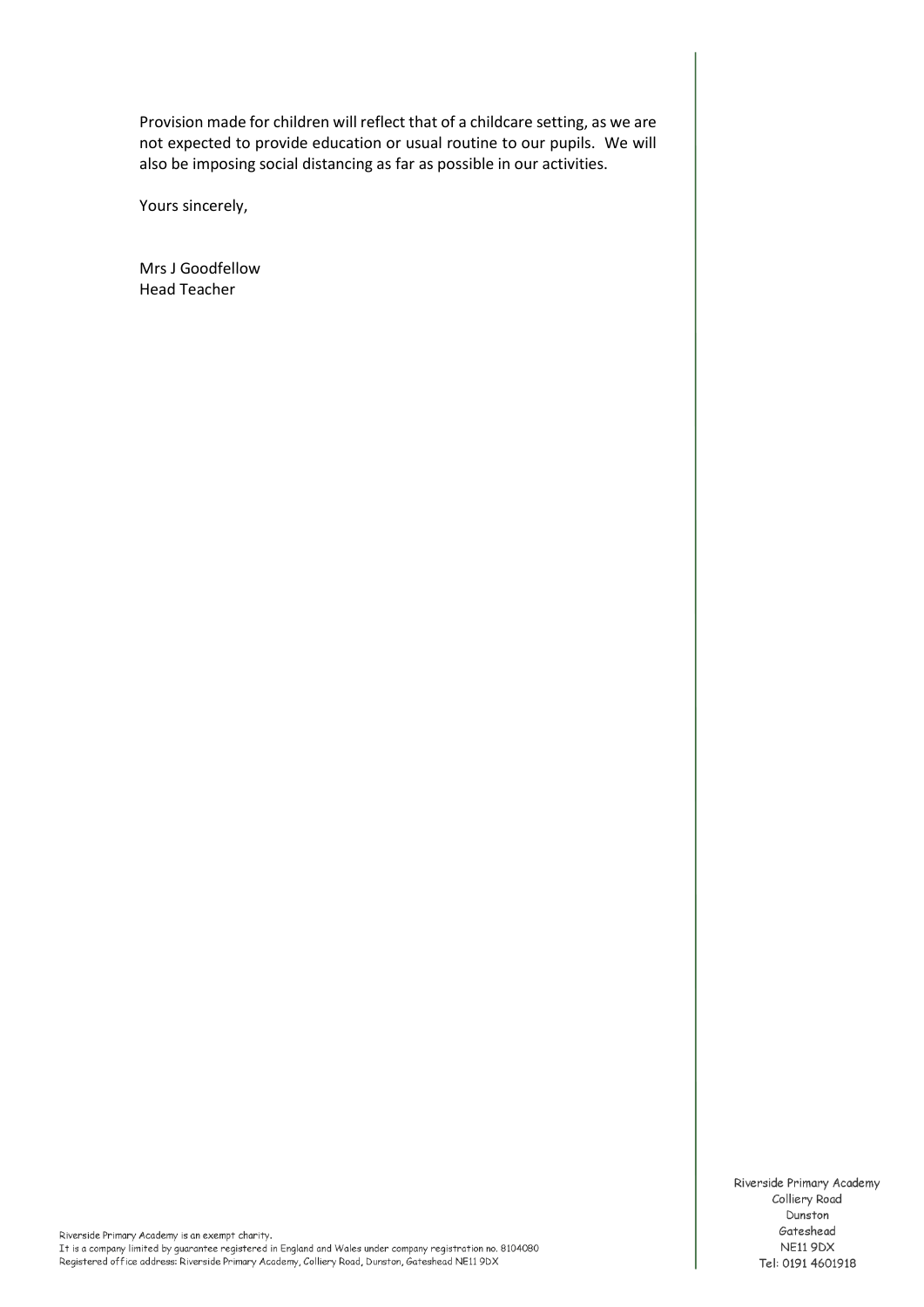Provision made for children will reflect that of a childcare setting, as we are not expected to provide education or usual routine to our pupils. We will also be imposing social distancing as far as possible in our activities.

Yours sincerely,

Mrs J Goodfellow
Head Teacher